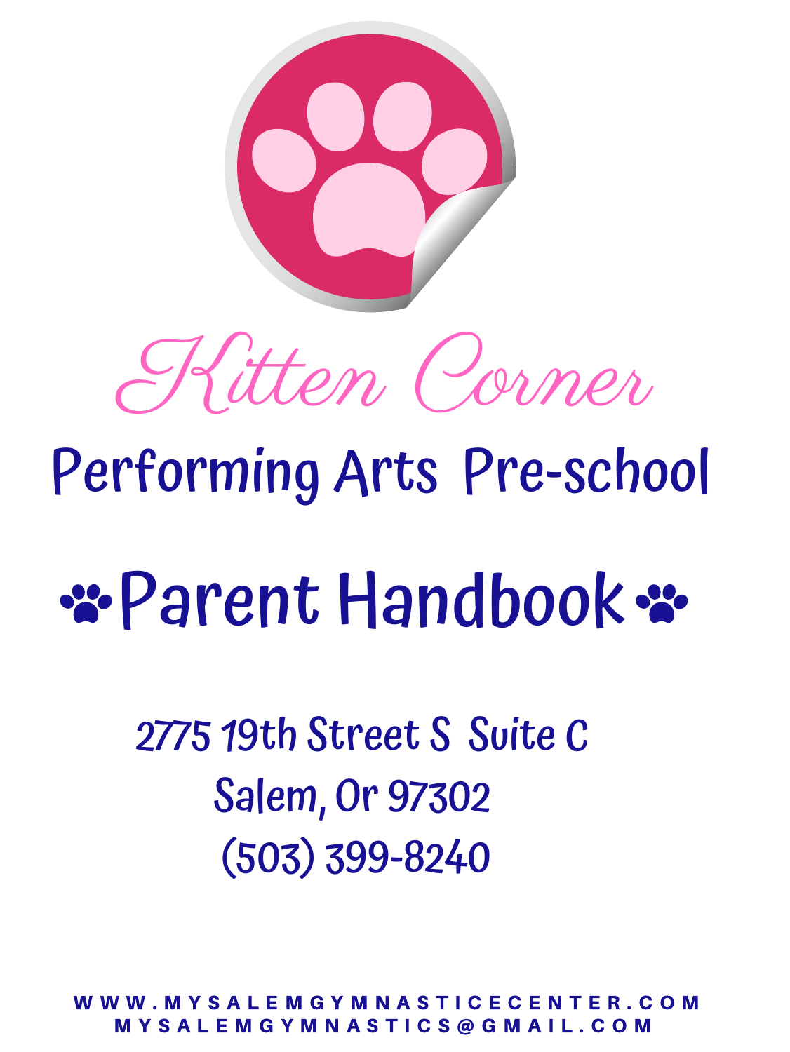# Kitten Corner

## Performing Arts Pre-school

# Parent Handbook

2775 19th Street S Suite C
Salem, Or 97302
(503) 399-8240

WWW.MYSALEMGYMNASTICECENTER.COM
MYSALEMGYMNASTICS@GMAIL.COM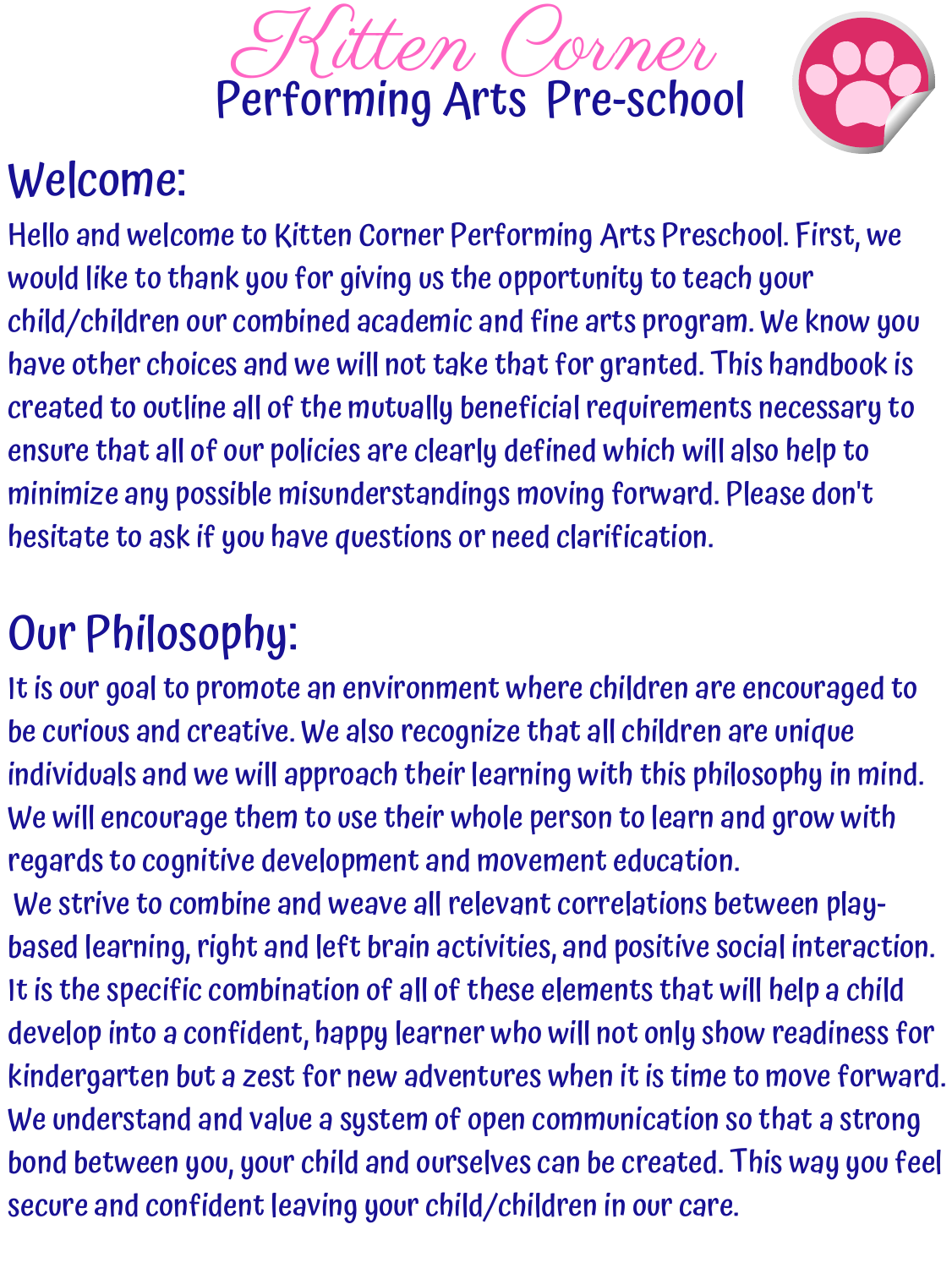# Kitten Corner
## Performing Arts Pre-school

## Welcome:

Hello and welcome to Kitten Corner Performing Arts Preschool. First, we would like to thank you for giving us the opportunity to teach your child/children our combined academic and fine arts program. We know you have other choices and we will not take that for granted. This handbook is created to outline all of the mutually beneficial requirements necessary to ensure that all of our policies are clearly defined which will also help to minimize any possible misunderstandings moving forward. Please don't hesitate to ask if you have questions or need clarification.

## Our Philosophy:

It is our goal to promote an environment where children are encouraged to be curious and creative. We also recognize that all children are unique individuals and we will approach their learning with this philosophy in mind. We will encourage them to use their whole person to learn and grow with regards to cognitive development and movement education.

We strive to combine and weave all relevant correlations between play-based learning, right and left brain activities, and positive social interaction. It is the specific combination of all of these elements that will help a child develop into a confident, happy learner who will not only show readiness for kindergarten but a zest for new adventures when it is time to move forward. We understand and value a system of open communication so that a strong bond between you, your child and ourselves can be created. This way you feel secure and confident leaving your child/children in our care.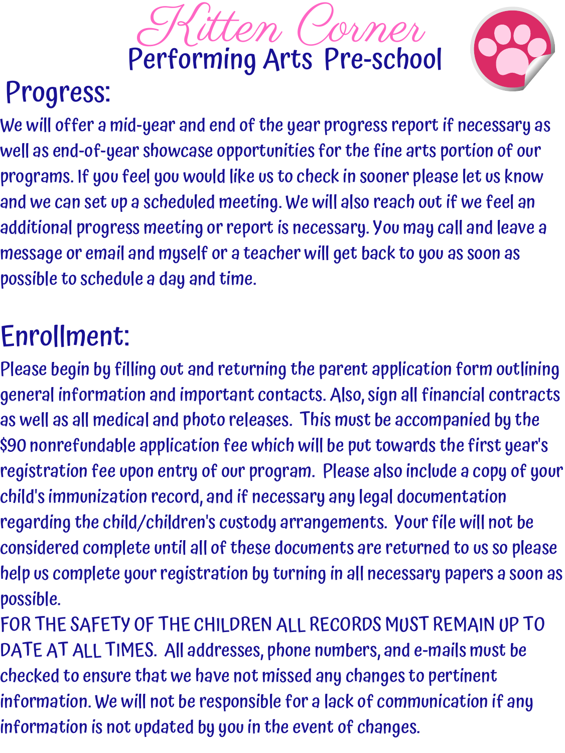# Kitten Corner
## Performing Arts Pre-school

## Progress:

We will offer a mid-year and end of the year progress report if necessary as well as end-of-year showcase opportunities for the fine arts portion of our programs. If you feel you would like us to check in sooner please let us know and we can set up a scheduled meeting. We will also reach out if we feel an additional progress meeting or report is necessary. You may call and leave a message or email and myself or a teacher will get back to you as soon as possible to schedule a day and time.

## Enrollment:

Please begin by filling out and returning the parent application form outlining general information and important contacts. Also, sign all financial contracts as well as all medical and photo releases. This must be accompanied by the $90 nonrefundable application fee which will be put towards the first year's registration fee upon entry of our program. Please also include a copy of your child's immunization record, and if necessary any legal documentation regarding the child/children's custody arrangements. Your file will not be considered complete until all of these documents are returned to us so please help us complete your registration by turning in all necessary papers a soon as possible.

FOR THE SAFETY OF THE CHILDREN ALL RECORDS MUST REMAIN UP TO DATE AT ALL TIMES. All addresses, phone numbers, and e-mails must be checked to ensure that we have not missed any changes to pertinent information. We will not be responsible for a lack of communication if any information is not updated by you in the event of changes.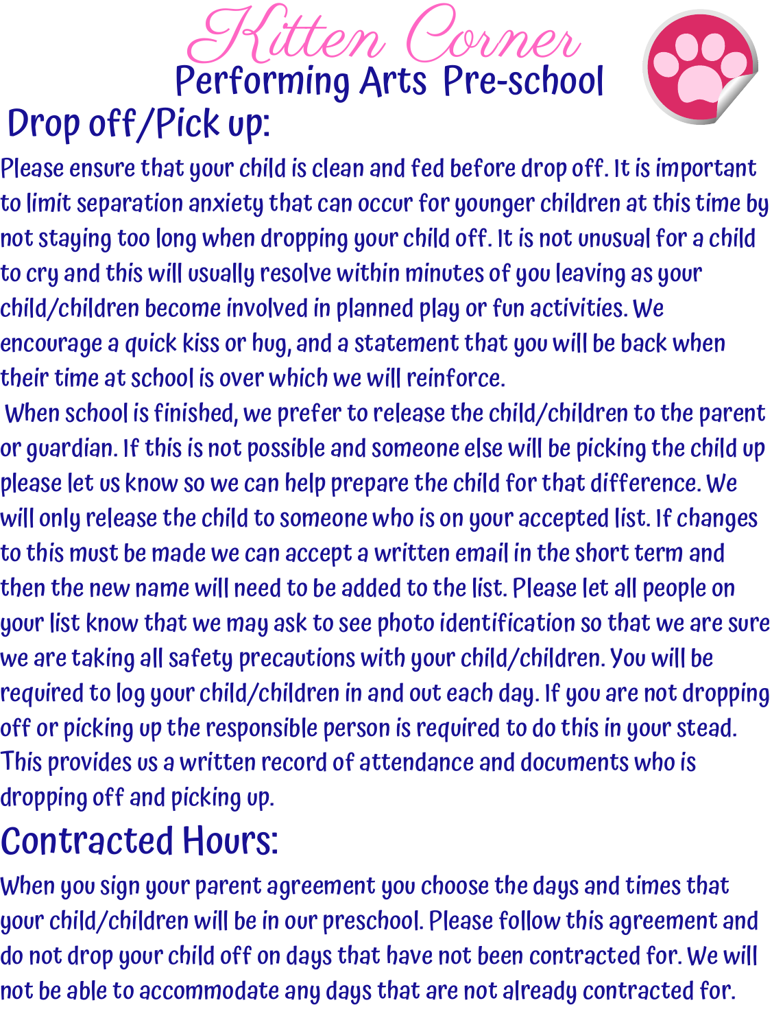# Kitten Corner

## Performing Arts Pre-school

## Drop off/Pick up:

Please ensure that your child is clean and fed before drop off. It is important to limit separation anxiety that can occur for younger children at this time by not staying too long when dropping your child off. It is not unusual for a child to cry and this will usually resolve within minutes of you leaving as your child/children become involved in planned play or fun activities. We encourage a quick kiss or hug, and a statement that you will be back when their time at school is over which we will reinforce.

When school is finished, we prefer to release the child/children to the parent or guardian. If this is not possible and someone else will be picking the child up please let us know so we can help prepare the child for that difference. We will only release the child to someone who is on your accepted list. If changes to this must be made we can accept a written email in the short term and then the new name will need to be added to the list. Please let all people on your list know that we may ask to see photo identification so that we are sure we are taking all safety precautions with your child/children. You will be required to log your child/children in and out each day. If you are not dropping off or picking up the responsible person is required to do this in your stead. This provides us a written record of attendance and documents who is dropping off and picking up.

## Contracted Hours:

When you sign your parent agreement you choose the days and times that your child/children will be in our preschool. Please follow this agreement and do not drop your child off on days that have not been contracted for. We will not be able to accommodate any days that are not already contracted for.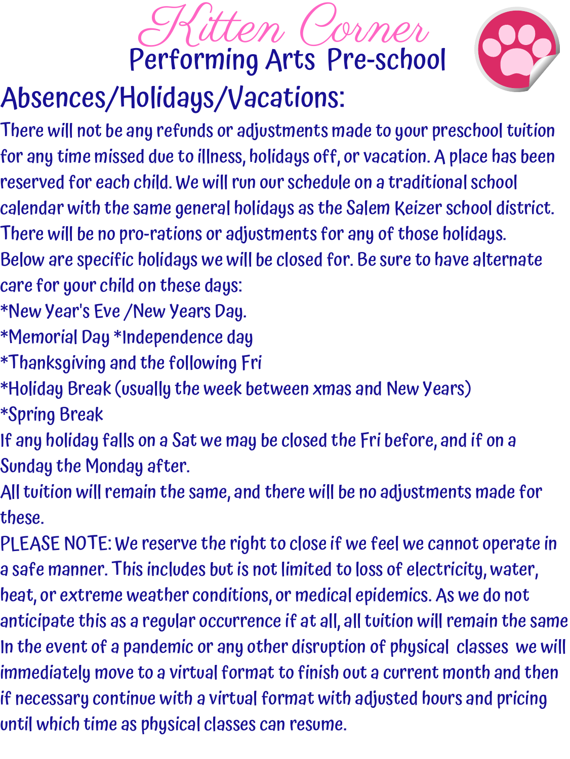# Kitten Corner
## Performing Arts Pre-school

## Absences/Holidays/Vacations:

There will not be any refunds or adjustments made to your preschool tuition for any time missed due to illness, holidays off, or vacation. A place has been reserved for each child. We will run our schedule on a traditional school calendar with the same general holidays as the Salem Keizer school district. There will be no pro-rations or adjustments for any of those holidays.

Below are specific holidays we will be closed for. Be sure to have alternate care for your child on these days:

*New Year's Eve /New Years Day.
*Memorial Day *Independence day
*Thanksgiving and the following Fri
*Holiday Break (usually the week between xmas and New Years)
*Spring Break

If any holiday falls on a Sat we may be closed the Fri before, and if on a Sunday the Monday after.

All tuition will remain the same, and there will be no adjustments made for these.

PLEASE NOTE: We reserve the right to close if we feel we cannot operate in a safe manner. This includes but is not limited to loss of electricity, water, heat, or extreme weather conditions, or medical epidemics. As we do not anticipate this as a regular occurrence if at all, all tuition will remain the same In the event of a pandemic or any other disruption of physical classes we will immediately move to a virtual format to finish out a current month and then if necessary continue with a virtual format with adjusted hours and pricing until which time as physical classes can resume.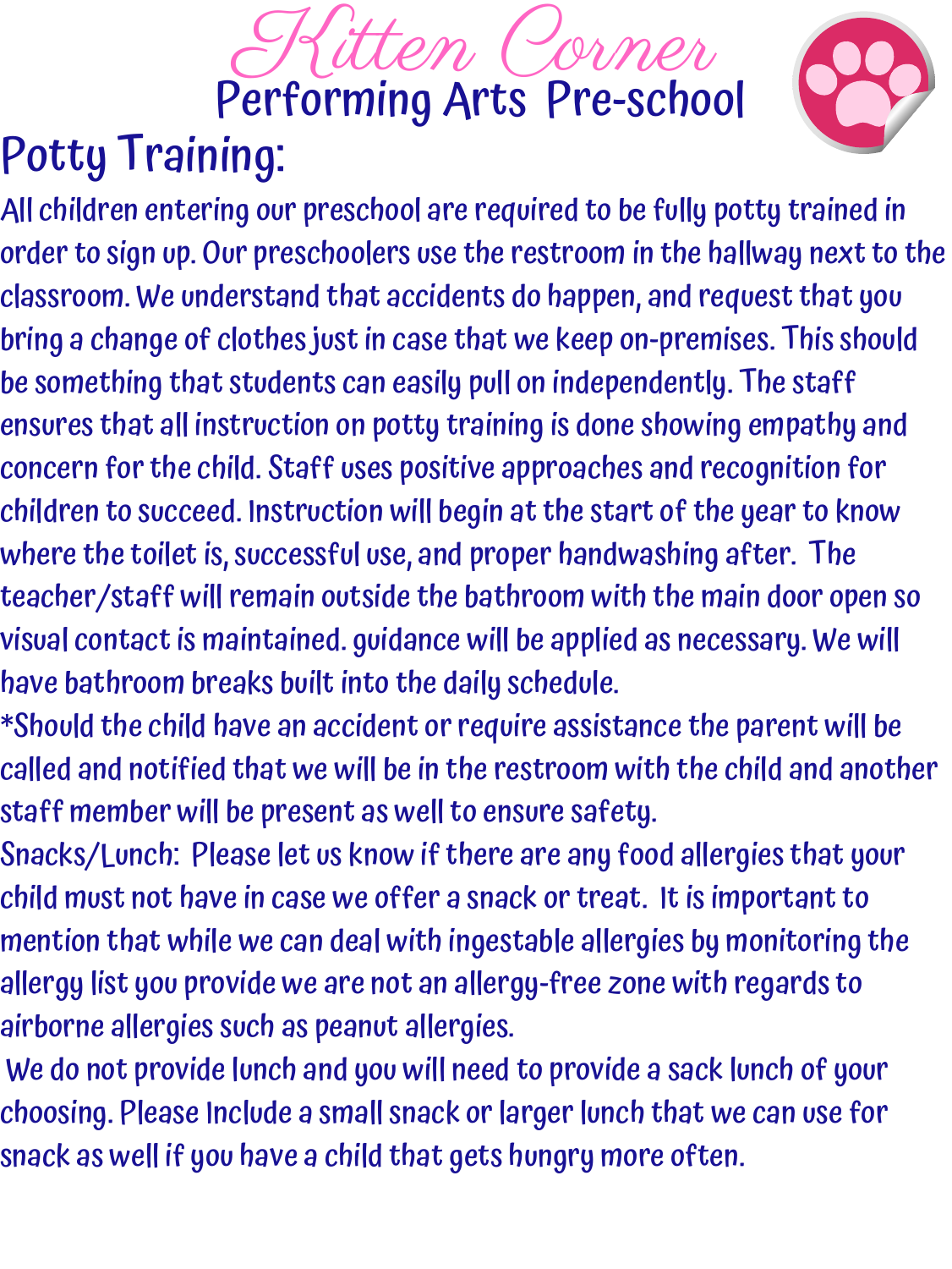# Kitten Corner
## Performing Arts Pre-school

## Potty Training:

All children entering our preschool are required to be fully potty trained in order to sign up. Our preschoolers use the restroom in the hallway next to the classroom. We understand that accidents do happen, and request that you bring a change of clothes just in case that we keep on-premises. This should be something that students can easily pull on independently. The staff ensures that all instruction on potty training is done showing empathy and concern for the child. Staff uses positive approaches and recognition for children to succeed. Instruction will begin at the start of the year to know where the toilet is, successful use, and proper handwashing after. The teacher/staff will remain outside the bathroom with the main door open so visual contact is maintained. guidance will be applied as necessary. We will have bathroom breaks built into the daily schedule.

*Should the child have an accident or require assistance the parent will be called and notified that we will be in the restroom with the child and another staff member will be present as well to ensure safety.

Snacks/Lunch: Please let us know if there are any food allergies that your child must not have in case we offer a snack or treat. It is important to mention that while we can deal with ingestable allergies by monitoring the allergy list you provide we are not an allergy-free zone with regards to airborne allergies such as peanut allergies.

We do not provide lunch and you will need to provide a sack lunch of your choosing. Please Include a small snack or larger lunch that we can use for snack as well if you have a child that gets hungry more often.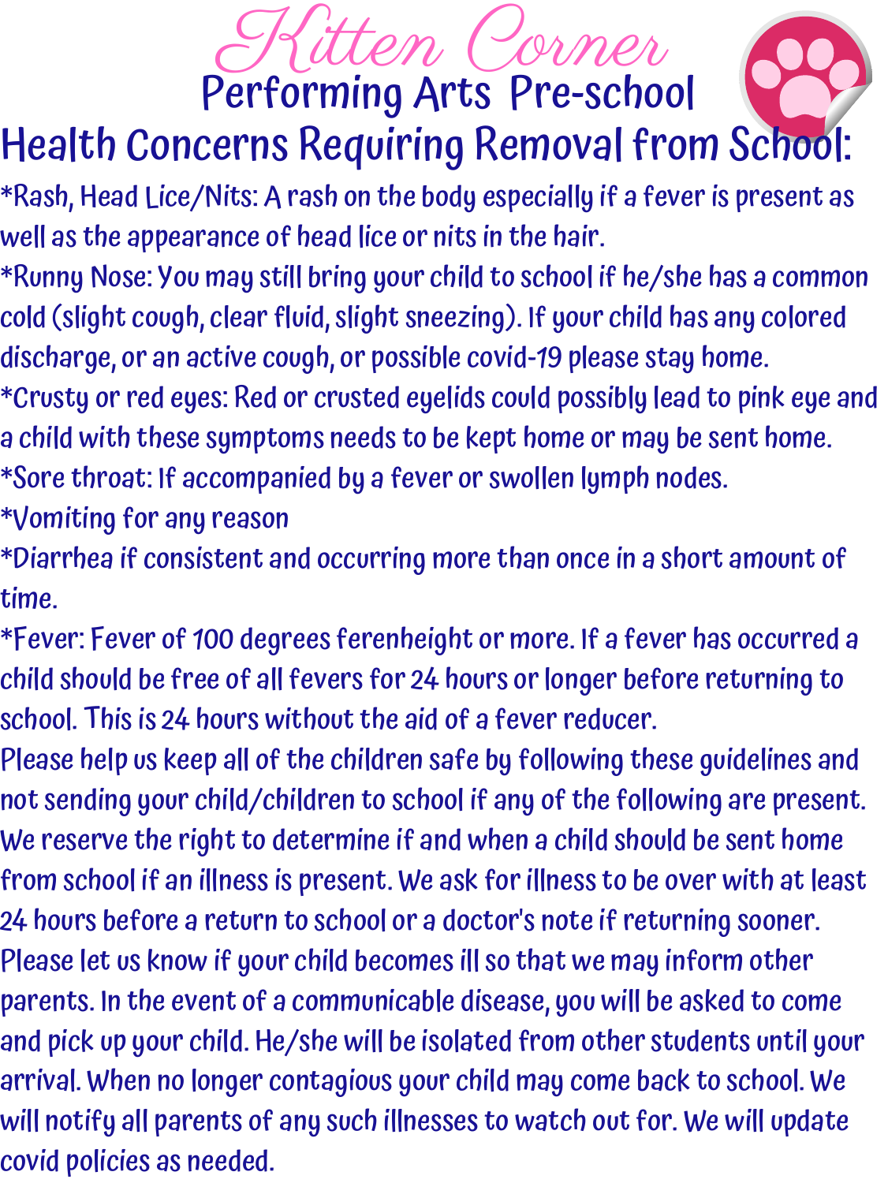# Kitten Corner

## Performing Arts Pre-school

### Health Concerns Requiring Removal from School:

*Rash, Head Lice/Nits: A rash on the body especially if a fever is present as well as the appearance of head lice or nits in the hair.

*Runny Nose: You may still bring your child to school if he/she has a common cold (slight cough, clear fluid, slight sneezing). If your child has any colored discharge, or an active cough, or possible covid-19 please stay home.

*Crusty or red eyes: Red or crusted eyelids could possibly lead to pink eye and a child with these symptoms needs to be kept home or may be sent home.

*Sore throat: If accompanied by a fever or swollen lymph nodes.

*Vomiting for any reason

*Diarrhea if consistent and occurring more than once in a short amount of time.

*Fever: Fever of 100 degrees ferenheight or more. If a fever has occurred a child should be free of all fevers for 24 hours or longer before returning to school. This is 24 hours without the aid of a fever reducer.

Please help us keep all of the children safe by following these guidelines and not sending your child/children to school if any of the following are present. We reserve the right to determine if and when a child should be sent home from school if an illness is present. We ask for illness to be over with at least 24 hours before a return to school or a doctor's note if returning sooner. Please let us know if your child becomes ill so that we may inform other parents. In the event of a communicable disease, you will be asked to come and pick up your child. He/she will be isolated from other students until your arrival. When no longer contagious your child may come back to school. We will notify all parents of any such illnesses to watch out for. We will update covid policies as needed.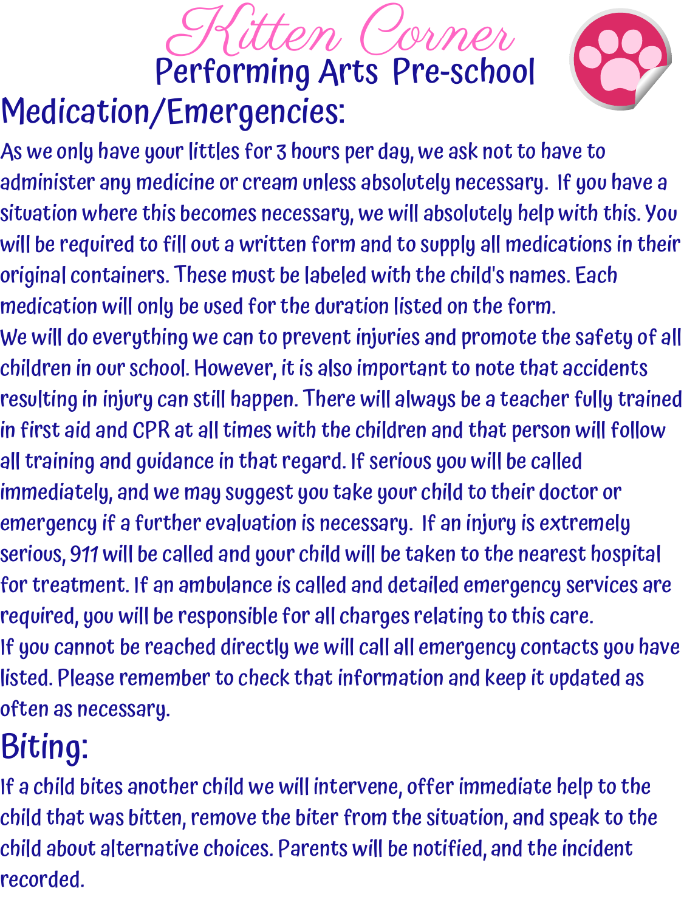# Kitten Corner

## Performing Arts Pre-school

## Medication/Emergencies:

As we only have your littles for 3 hours per day, we ask not to have to administer any medicine or cream unless absolutely necessary. If you have a situation where this becomes necessary, we will absolutely help with this. You will be required to fill out a written form and to supply all medications in their original containers. These must be labeled with the child's names. Each medication will only be used for the duration listed on the form.

We will do everything we can to prevent injuries and promote the safety of all children in our school. However, it is also important to note that accidents resulting in injury can still happen. There will always be a teacher fully trained in first aid and CPR at all times with the children and that person will follow all training and guidance in that regard. If serious you will be called immediately, and we may suggest you take your child to their doctor or emergency if a further evaluation is necessary. If an injury is extremely serious, 911 will be called and your child will be taken to the nearest hospital for treatment. If an ambulance is called and detailed emergency services are required, you will be responsible for all charges relating to this care.

If you cannot be reached directly we will call all emergency contacts you have listed. Please remember to check that information and keep it updated as often as necessary.

## Biting:

If a child bites another child we will intervene, offer immediate help to the child that was bitten, remove the biter from the situation, and speak to the child about alternative choices. Parents will be notified, and the incident recorded.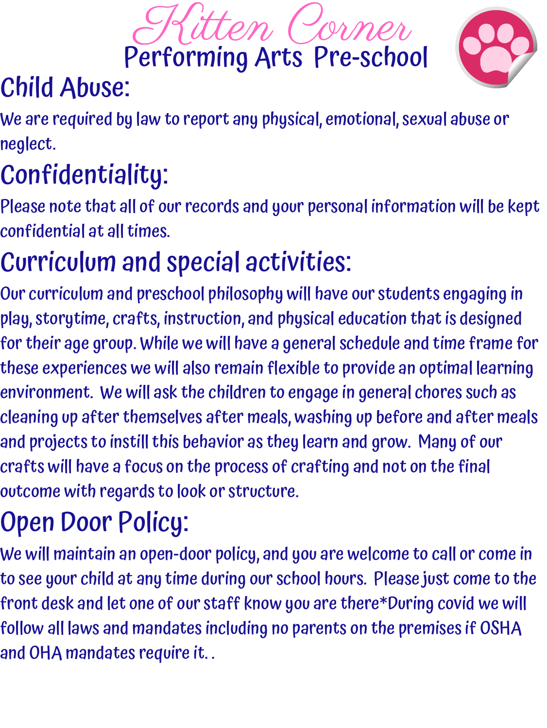# Kitten Corner
## Performing Arts Pre-school

## Child Abuse:

We are required by law to report any physical, emotional, sexual abuse or neglect.

## Confidentiality:

Please note that all of our records and your personal information will be kept confidential at all times.

## Curriculum and special activities:

Our curriculum and preschool philosophy will have our students engaging in play, storytime, crafts, instruction, and physical education that is designed for their age group. While we will have a general schedule and time frame for these experiences we will also remain flexible to provide an optimal learning environment. We will ask the children to engage in general chores such as cleaning up after themselves after meals, washing up before and after meals and projects to instill this behavior as they learn and grow. Many of our crafts will have a focus on the process of crafting and not on the final outcome with regards to look or structure.

## Open Door Policy:

We will maintain an open-door policy, and you are welcome to call or come in to see your child at any time during our school hours. Please just come to the front desk and let one of our staff know you are there*During covid we will follow all laws and mandates including no parents on the premises if OSHA and OHA mandates require it. .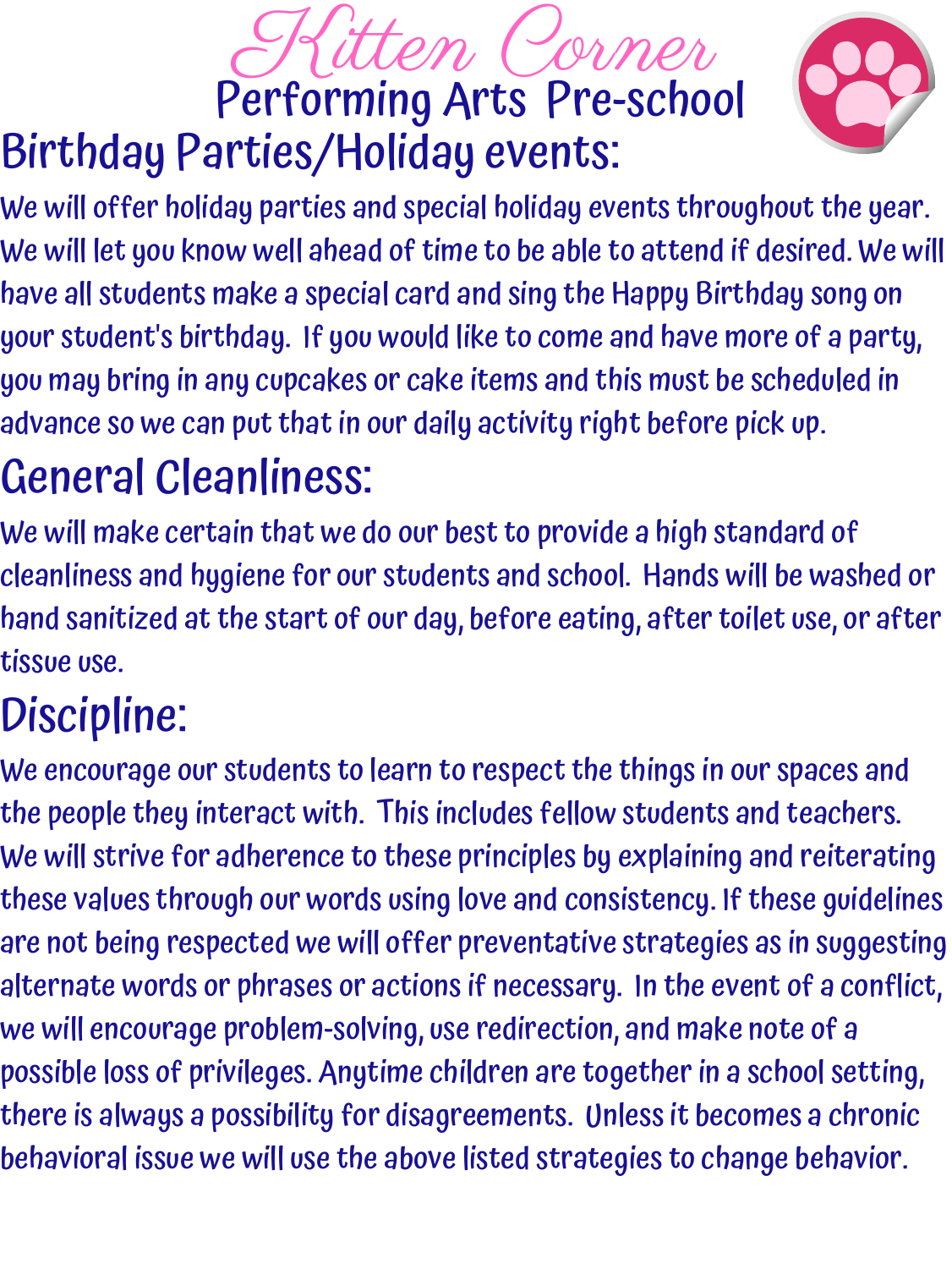# Kitten Corner
## Performing Arts Pre-school

## Birthday Parties/Holiday events:

We will offer holiday parties and special holiday events throughout the year. We will let you know well ahead of time to be able to attend if desired. We will have all students make a special card and sing the Happy Birthday song on your student's birthday. If you would like to come and have more of a party, you may bring in any cupcakes or cake items and this must be scheduled in advance so we can put that in our daily activity right before pick up.

## General Cleanliness:

We will make certain that we do our best to provide a high standard of cleanliness and hygiene for our students and school. Hands will be washed or hand sanitized at the start of our day, before eating, after toilet use, or after tissue use.

## Discipline:

We encourage our students to learn to respect the things in our spaces and the people they interact with. This includes fellow students and teachers. We will strive for adherence to these principles by explaining and reiterating these values through our words using love and consistency. If these guidelines are not being respected we will offer preventative strategies as in suggesting alternate words or phrases or actions if necessary. In the event of a conflict, we will encourage problem-solving, use redirection, and make note of a possible loss of privileges. Anytime children are together in a school setting, there is always a possibility for disagreements. Unless it becomes a chronic behavioral issue we will use the above listed strategies to change behavior.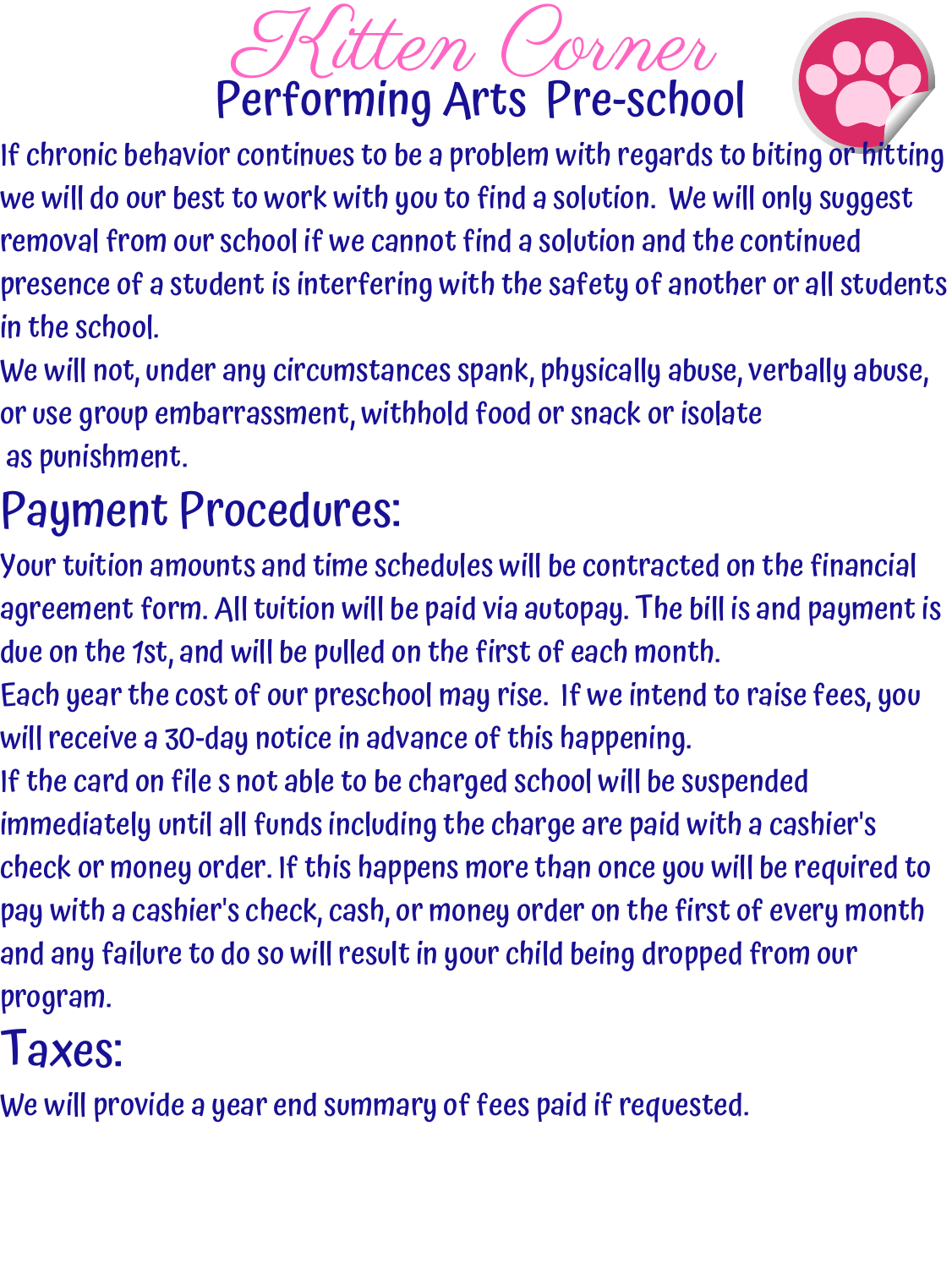# Kitten Corner

## Performing Arts Pre-school

If chronic behavior continues to be a problem with regards to biting or hitting we will do our best to work with you to find a solution. We will only suggest removal from our school if we cannot find a solution and the continued presence of a student is interfering with the safety of another or all students in the school.

We will not, under any circumstances spank, physically abuse, verbally abuse, or use group embarrassment, withhold food or snack or isolate as punishment.

## Payment Procedures:

Your tuition amounts and time schedules will be contracted on the financial agreement form. All tuition will be paid via autopay. The bill is and payment is due on the 1st, and will be pulled on the first of each month.

Each year the cost of our preschool may rise. If we intend to raise fees, you will receive a 30-day notice in advance of this happening.

If the card on file s not able to be charged school will be suspended immediately until all funds including the charge are paid with a cashier's check or money order. If this happens more than once you will be required to pay with a cashier's check, cash, or money order on the first of every month and any failure to do so will result in your child being dropped from our program.

## Taxes:

We will provide a year end summary of fees paid if requested.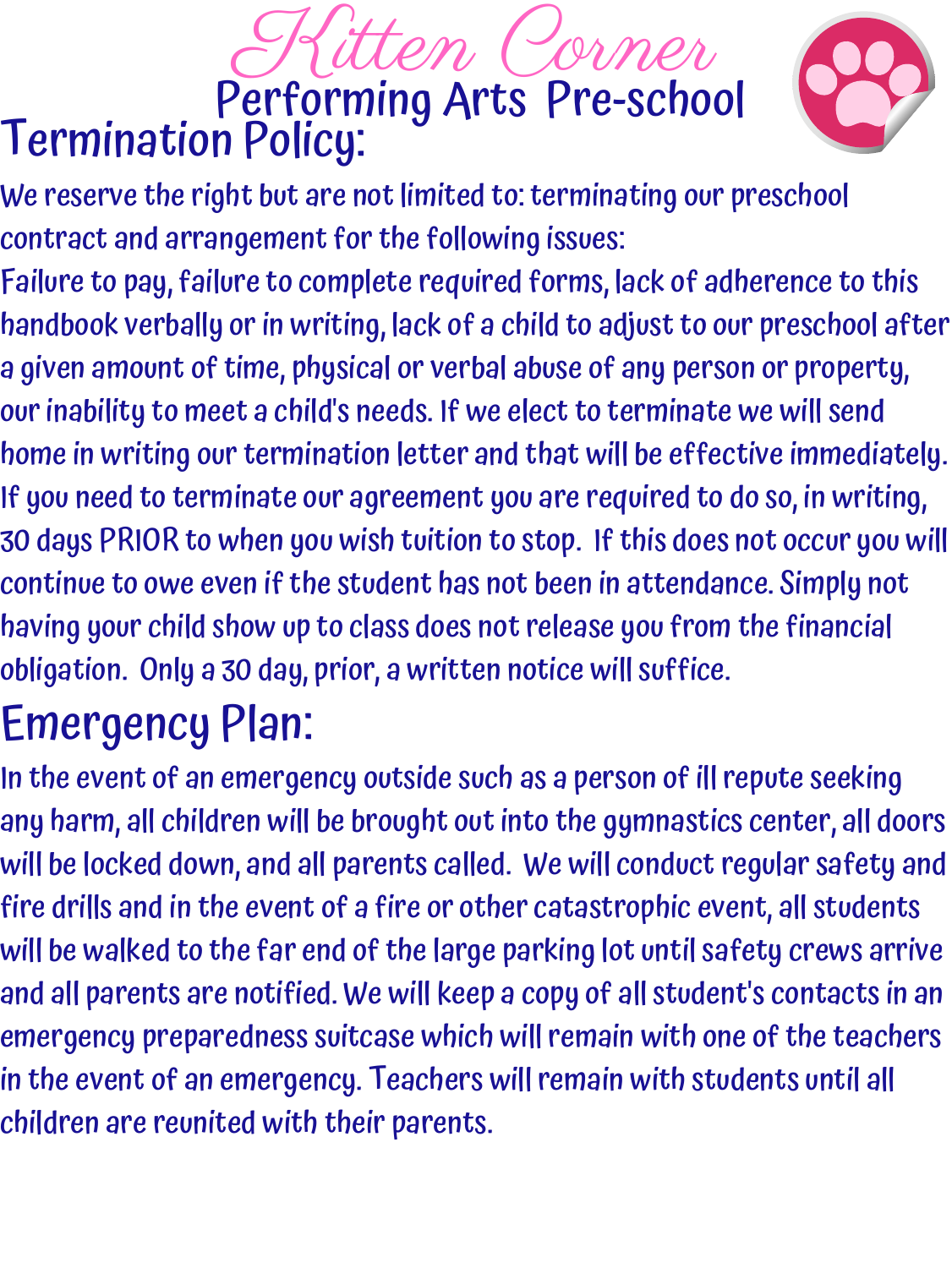# Kitten Corner
## Performing Arts Pre-school

## Termination Policy:

We reserve the right but are not limited to: terminating our preschool contract and arrangement for the following issues:
Failure to pay, failure to complete required forms, lack of adherence to this handbook verbally or in writing, lack of a child to adjust to our preschool after a given amount of time, physical or verbal abuse of any person or property, our inability to meet a child's needs. If we elect to terminate we will send home in writing our termination letter and that will be effective immediately. If you need to terminate our agreement you are required to do so, in writing, 30 days PRIOR to when you wish tuition to stop. If this does not occur you will continue to owe even if the student has not been in attendance. Simply not having your child show up to class does not release you from the financial obligation. Only a 30 day, prior, a written notice will suffice.

## Emergency Plan:

In the event of an emergency outside such as a person of ill repute seeking any harm, all children will be brought out into the gymnastics center, all doors will be locked down, and all parents called. We will conduct regular safety and fire drills and in the event of a fire or other catastrophic event, all students will be walked to the far end of the large parking lot until safety crews arrive and all parents are notified. We will keep a copy of all student's contacts in an emergency preparedness suitcase which will remain with one of the teachers in the event of an emergency. Teachers will remain with students until all children are reunited with their parents.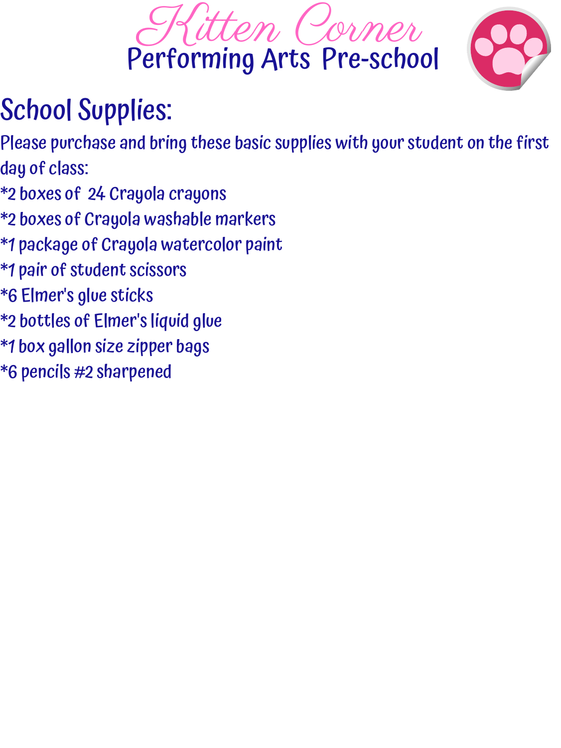# Kitten Corner
## Performing Arts Pre-school

## School Supplies:

Please purchase and bring these basic supplies with your student on the first day of class:

*2 boxes of 24 Crayola crayons
*2 boxes of Crayola washable markers
*1 package of Crayola watercolor paint
*1 pair of student scissors
*6 Elmer's glue sticks
*2 bottles of Elmer's liquid glue
*1 box gallon size zipper bags
*6 pencils #2 sharpened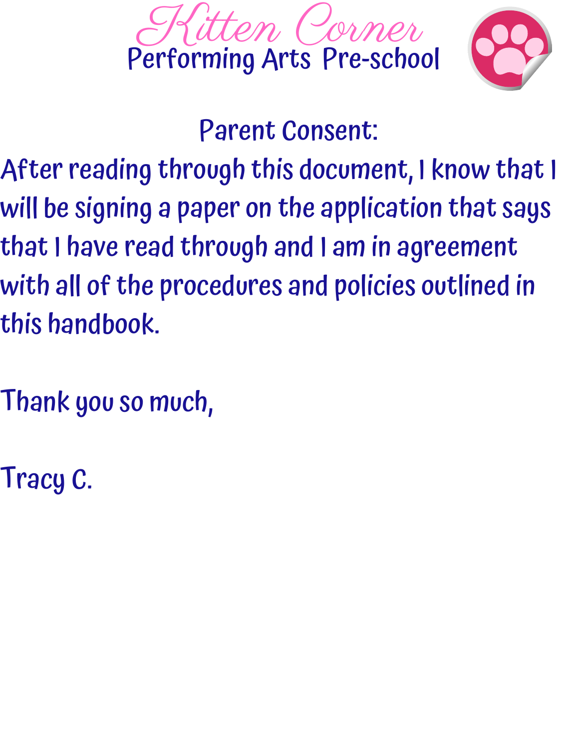# Kitten Corner

Performing Arts Pre-school

## Parent Consent:

After reading through this document, I know that I will be signing a paper on the application that says that I have read through and I am in agreement with all of the procedures and policies outlined in this handbook.

Thank you so much,

Tracy C.